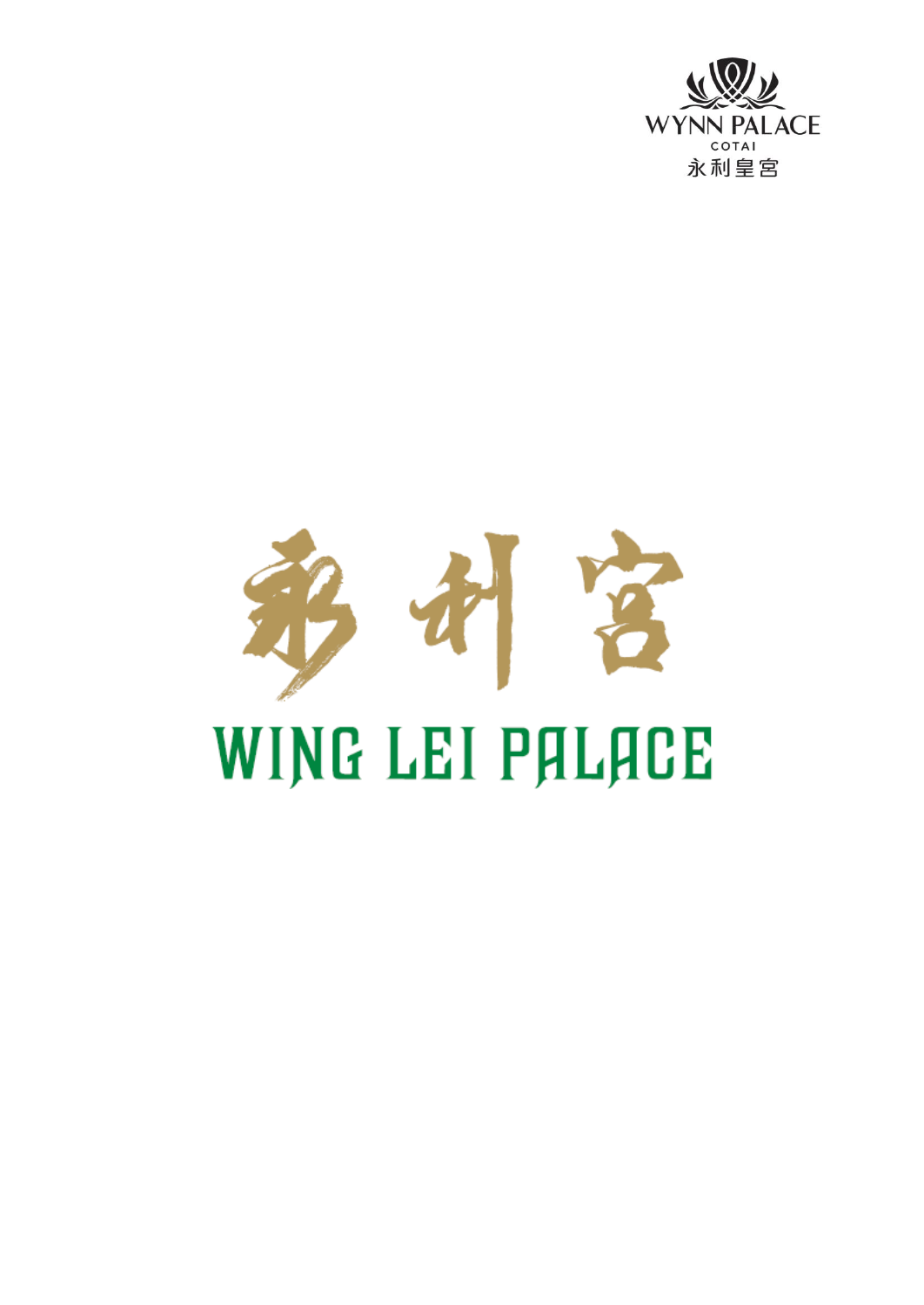WYNN PALACE
COTAI
永利皇宮

# 永利宮

# WING LEI PALACE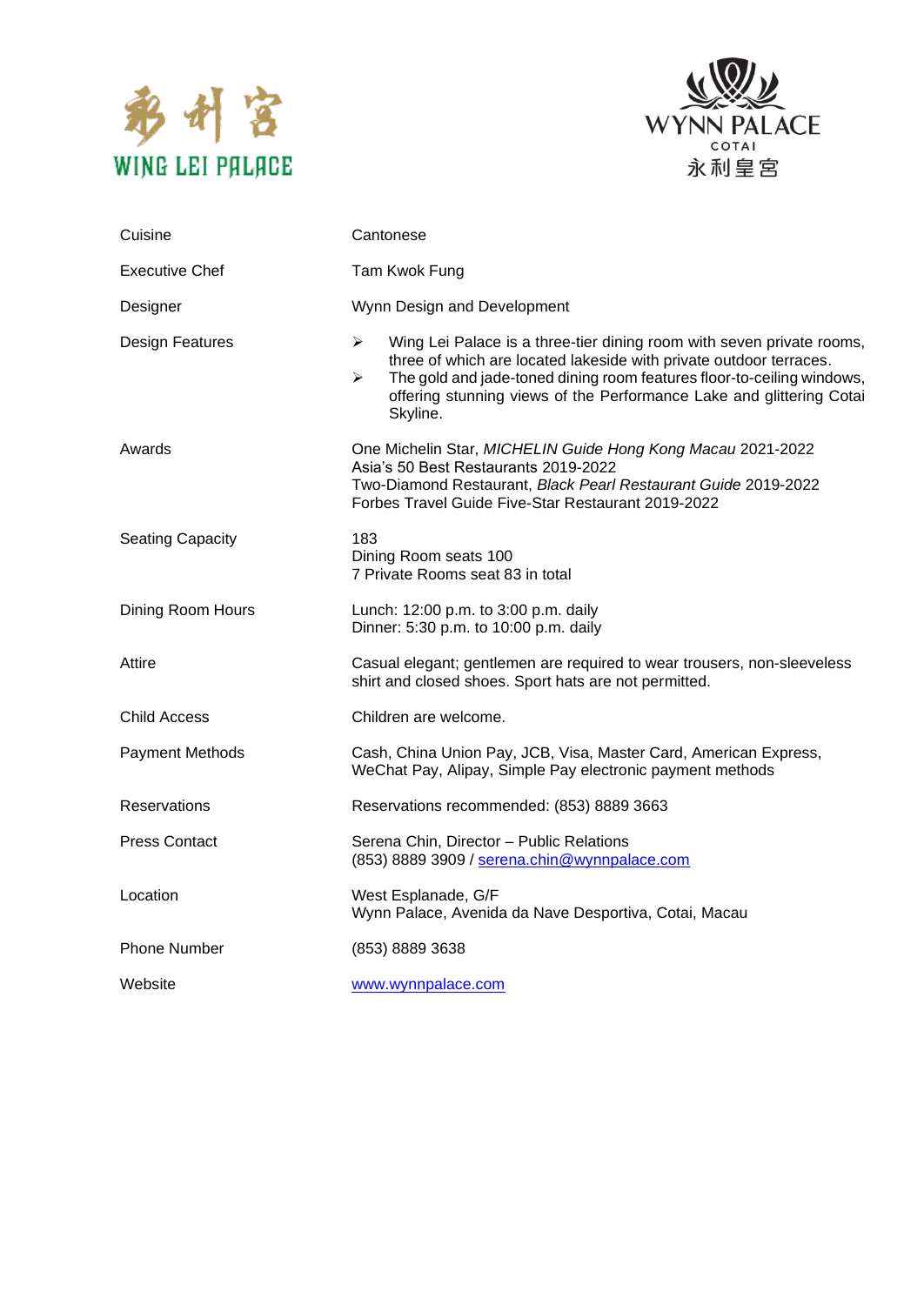永利宫

WING LEI PALACE

WYNN PALACE

COTAI

永利皇宫

| | |
|---|---|
| Cuisine | Cantonese |
| Executive Chef | Tam Kwok Fung |
| Designer | Wynn Design and Development |
| Design Features | ➢ Wing Lei Palace is a three-tier dining room with seven private rooms, three of which are located lakeside with private outdoor terraces.<br>➢ The gold and jade-toned dining room features floor-to-ceiling windows, offering stunning views of the Performance Lake and glittering Cotai Skyline. |
| Awards | One Michelin Star, *MICHELIN Guide Hong Kong Macau* 2021-2022<br>Asia's 50 Best Restaurants 2019-2022<br>Two-Diamond Restaurant, *Black Pearl Restaurant Guide* 2019-2022<br>Forbes Travel Guide Five-Star Restaurant 2019-2022 |
| Seating Capacity | 183<br>Dining Room seats 100<br>7 Private Rooms seat 83 in total |
| Dining Room Hours | Lunch: 12:00 p.m. to 3:00 p.m. daily<br>Dinner: 5:30 p.m. to 10:00 p.m. daily |
| Attire | Casual elegant; gentlemen are required to wear trousers, non-sleeveless shirt and closed shoes. Sport hats are not permitted. |
| Child Access | Children are welcome. |
| Payment Methods | Cash, China Union Pay, JCB, Visa, Master Card, American Express, WeChat Pay, Alipay, Simple Pay electronic payment methods |
| Reservations | Reservations recommended: (853) 8889 3663 |
| Press Contact | Serena Chin, Director – Public Relations<br>(853) 8889 3909 / serena.chin@wynnpalace.com |
| Location | West Esplanade, G/F<br>Wynn Palace, Avenida da Nave Desportiva, Cotai, Macau |
| Phone Number | (853) 8889 3638 |
| Website | www.wynnpalace.com |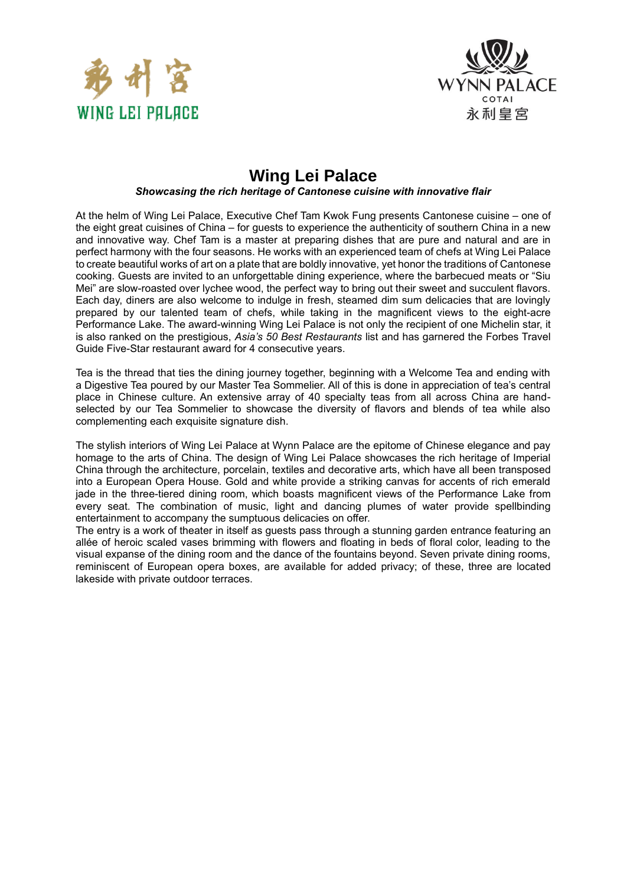# Wing Lei Palace

***Showcasing the rich heritage of Cantonese cuisine with innovative flair***

At the helm of Wing Lei Palace, Executive Chef Tam Kwok Fung presents Cantonese cuisine – one of the eight great cuisines of China – for guests to experience the authenticity of southern China in a new and innovative way. Chef Tam is a master at preparing dishes that are pure and natural and are in perfect harmony with the four seasons. He works with an experienced team of chefs at Wing Lei Palace to create beautiful works of art on a plate that are boldly innovative, yet honor the traditions of Cantonese cooking. Guests are invited to an unforgettable dining experience, where the barbecued meats or "Siu Mei" are slow-roasted over lychee wood, the perfect way to bring out their sweet and succulent flavors. Each day, diners are also welcome to indulge in fresh, steamed dim sum delicacies that are lovingly prepared by our talented team of chefs, while taking in the magnificent views to the eight-acre Performance Lake. The award-winning Wing Lei Palace is not only the recipient of one Michelin star, it is also ranked on the prestigious, *Asia's 50 Best Restaurants* list and has garnered the Forbes Travel Guide Five-Star restaurant award for 4 consecutive years.

Tea is the thread that ties the dining journey together, beginning with a Welcome Tea and ending with a Digestive Tea poured by our Master Tea Sommelier. All of this is done in appreciation of tea's central place in Chinese culture. An extensive array of 40 specialty teas from all across China are hand-selected by our Tea Sommelier to showcase the diversity of flavors and blends of tea while also complementing each exquisite signature dish.

The stylish interiors of Wing Lei Palace at Wynn Palace are the epitome of Chinese elegance and pay homage to the arts of China. The design of Wing Lei Palace showcases the rich heritage of Imperial China through the architecture, porcelain, textiles and decorative arts, which have all been transposed into a European Opera House. Gold and white provide a striking canvas for accents of rich emerald jade in the three-tiered dining room, which boasts magnificent views of the Performance Lake from every seat. The combination of music, light and dancing plumes of water provide spellbinding entertainment to accompany the sumptuous delicacies on offer.

The entry is a work of theater in itself as guests pass through a stunning garden entrance featuring an allée of heroic scaled vases brimming with flowers and floating in beds of floral color, leading to the visual expanse of the dining room and the dance of the fountains beyond. Seven private dining rooms, reminiscent of European opera boxes, are available for added privacy; of these, three are located lakeside with private outdoor terraces.